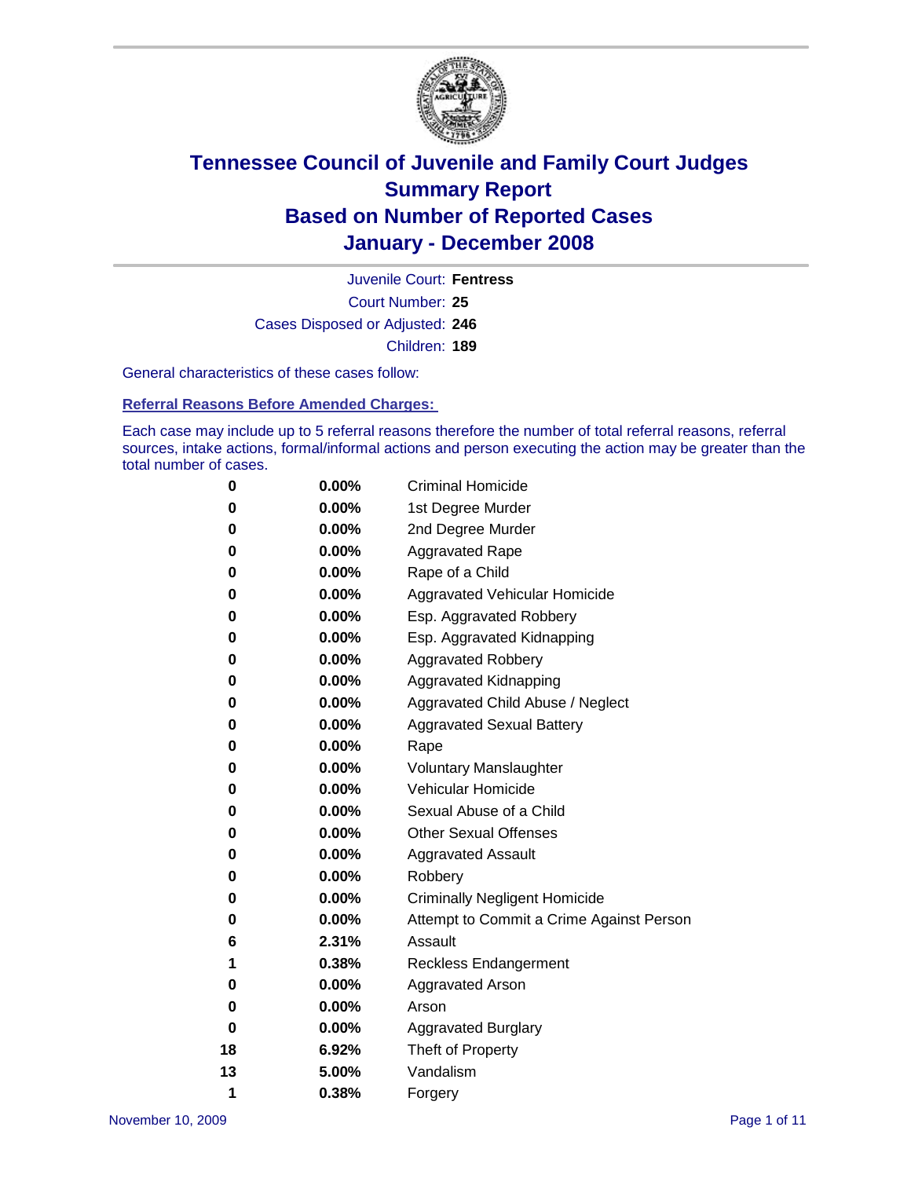# Tennessee Council of Juvenile and Family Court Judges
## Summary Report
## Based on Number of Reported Cases
## January - December 2008

Juvenile Court: **Fentress**

Court Number: **25**

Cases Disposed or Adjusted: **246**

Children: **189**

General characteristics of these cases follow:

### Referral Reasons Before Amended Charges:

Each case may include up to 5 referral reasons therefore the number of total referral reasons, referral sources, intake actions, formal/informal actions and person executing the action may be greater than the total number of cases.

| | | |
|---|---|---|
| 0 | 0.00% | Criminal Homicide |
| 0 | 0.00% | 1st Degree Murder |
| 0 | 0.00% | 2nd Degree Murder |
| 0 | 0.00% | Aggravated Rape |
| 0 | 0.00% | Rape of a Child |
| 0 | 0.00% | Aggravated Vehicular Homicide |
| 0 | 0.00% | Esp. Aggravated Robbery |
| 0 | 0.00% | Esp. Aggravated Kidnapping |
| 0 | 0.00% | Aggravated Robbery |
| 0 | 0.00% | Aggravated Kidnapping |
| 0 | 0.00% | Aggravated Child Abuse / Neglect |
| 0 | 0.00% | Aggravated Sexual Battery |
| 0 | 0.00% | Rape |
| 0 | 0.00% | Voluntary Manslaughter |
| 0 | 0.00% | Vehicular Homicide |
| 0 | 0.00% | Sexual Abuse of a Child |
| 0 | 0.00% | Other Sexual Offenses |
| 0 | 0.00% | Aggravated Assault |
| 0 | 0.00% | Robbery |
| 0 | 0.00% | Criminally Negligent Homicide |
| 0 | 0.00% | Attempt to Commit a Crime Against Person |
| 6 | 2.31% | Assault |
| 1 | 0.38% | Reckless Endangerment |
| 0 | 0.00% | Aggravated Arson |
| 0 | 0.00% | Arson |
| 0 | 0.00% | Aggravated Burglary |
| 18 | 6.92% | Theft of Property |
| 13 | 5.00% | Vandalism |
| 1 | 0.38% | Forgery |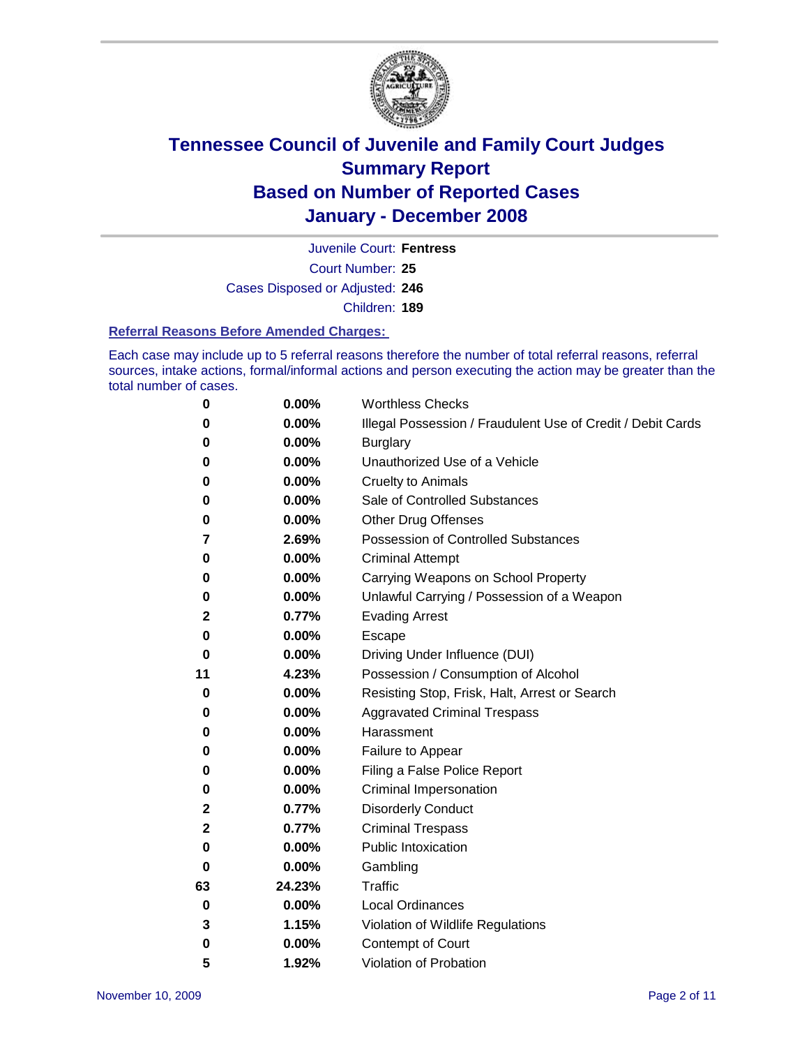# Tennessee Council of Juvenile and Family Court Judges
## Summary Report
## Based on Number of Reported Cases
## January - December 2008

Juvenile Court: **Fentress**

Court Number: **25**

Cases Disposed or Adjusted: **246**

Children: **189**

### Referral Reasons Before Amended Charges:

Each case may include up to 5 referral reasons therefore the number of total referral reasons, referral sources, intake actions, formal/informal actions and person executing the action may be greater than the total number of cases.

| Count | Percent | Referral Reason |
|---|---|---|
| 0 | 0.00% | Worthless Checks |
| 0 | 0.00% | Illegal Possession / Fraudulent Use of Credit / Debit Cards |
| 0 | 0.00% | Burglary |
| 0 | 0.00% | Unauthorized Use of a Vehicle |
| 0 | 0.00% | Cruelty to Animals |
| 0 | 0.00% | Sale of Controlled Substances |
| 0 | 0.00% | Other Drug Offenses |
| 7 | 2.69% | Possession of Controlled Substances |
| 0 | 0.00% | Criminal Attempt |
| 0 | 0.00% | Carrying Weapons on School Property |
| 0 | 0.00% | Unlawful Carrying / Possession of a Weapon |
| 2 | 0.77% | Evading Arrest |
| 0 | 0.00% | Escape |
| 0 | 0.00% | Driving Under Influence (DUI) |
| 11 | 4.23% | Possession / Consumption of Alcohol |
| 0 | 0.00% | Resisting Stop, Frisk, Halt, Arrest or Search |
| 0 | 0.00% | Aggravated Criminal Trespass |
| 0 | 0.00% | Harassment |
| 0 | 0.00% | Failure to Appear |
| 0 | 0.00% | Filing a False Police Report |
| 0 | 0.00% | Criminal Impersonation |
| 2 | 0.77% | Disorderly Conduct |
| 2 | 0.77% | Criminal Trespass |
| 0 | 0.00% | Public Intoxication |
| 0 | 0.00% | Gambling |
| 63 | 24.23% | Traffic |
| 0 | 0.00% | Local Ordinances |
| 3 | 1.15% | Violation of Wildlife Regulations |
| 0 | 0.00% | Contempt of Court |
| 5 | 1.92% | Violation of Probation |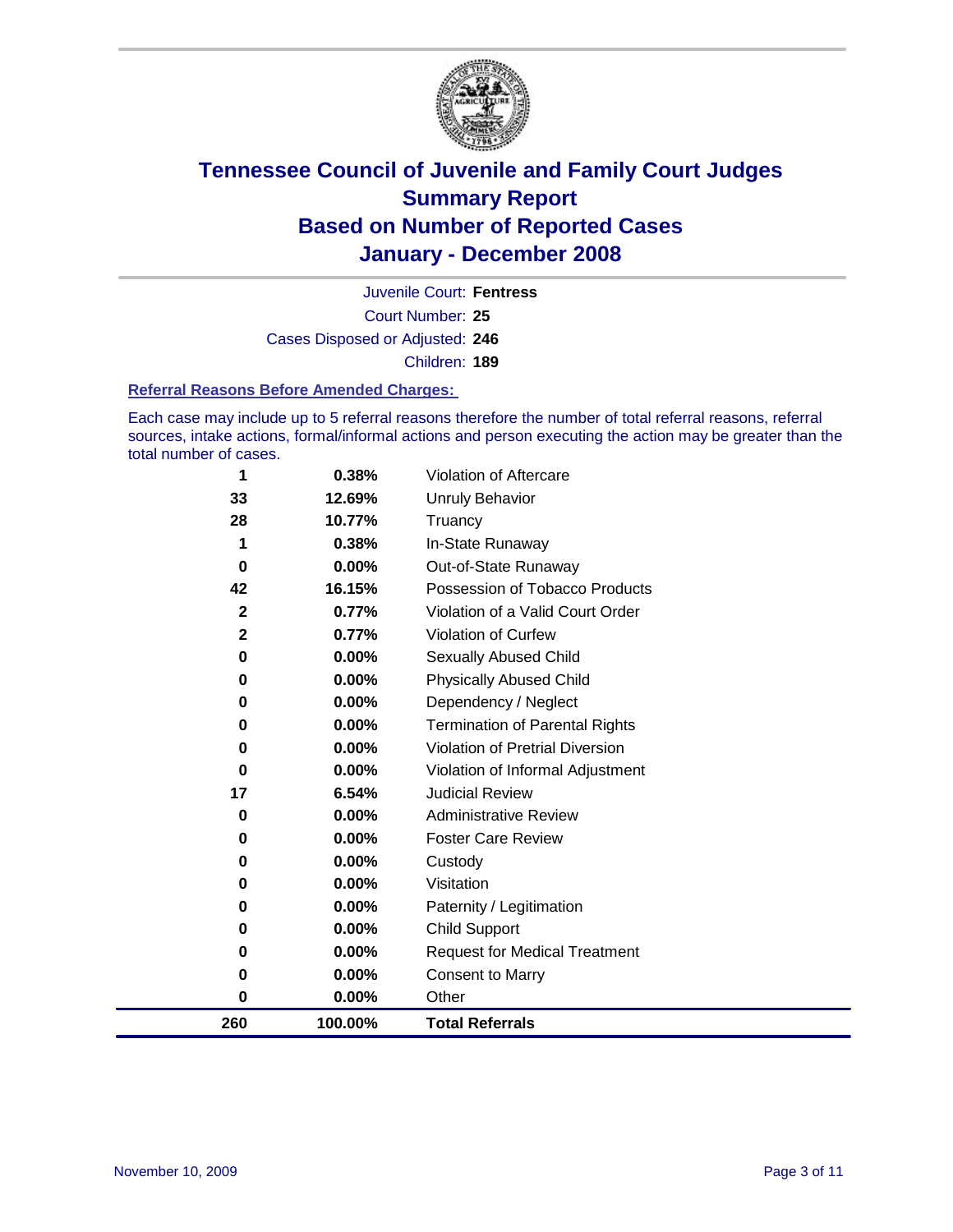# Tennessee Council of Juvenile and Family Court Judges
## Summary Report
## Based on Number of Reported Cases
## January - December 2008

Juvenile Court: **Fentress**

Court Number: **25**

Cases Disposed or Adjusted: **246**

Children: **189**

### Referral Reasons Before Amended Charges:

Each case may include up to 5 referral reasons therefore the number of total referral reasons, referral sources, intake actions, formal/informal actions and person executing the action may be greater than the total number of cases.

| | | |
|---|---|---|
| 1 | 0.38% | Violation of Aftercare |
| 33 | 12.69% | Unruly Behavior |
| 28 | 10.77% | Truancy |
| 1 | 0.38% | In-State Runaway |
| 0 | 0.00% | Out-of-State Runaway |
| 42 | 16.15% | Possession of Tobacco Products |
| 2 | 0.77% | Violation of a Valid Court Order |
| 2 | 0.77% | Violation of Curfew |
| 0 | 0.00% | Sexually Abused Child |
| 0 | 0.00% | Physically Abused Child |
| 0 | 0.00% | Dependency / Neglect |
| 0 | 0.00% | Termination of Parental Rights |
| 0 | 0.00% | Violation of Pretrial Diversion |
| 0 | 0.00% | Violation of Informal Adjustment |
| 17 | 6.54% | Judicial Review |
| 0 | 0.00% | Administrative Review |
| 0 | 0.00% | Foster Care Review |
| 0 | 0.00% | Custody |
| 0 | 0.00% | Visitation |
| 0 | 0.00% | Paternity / Legitimation |
| 0 | 0.00% | Child Support |
| 0 | 0.00% | Request for Medical Treatment |
| 0 | 0.00% | Consent to Marry |
| 0 | 0.00% | Other |
| **260** | **100.00%** | **Total Referrals** |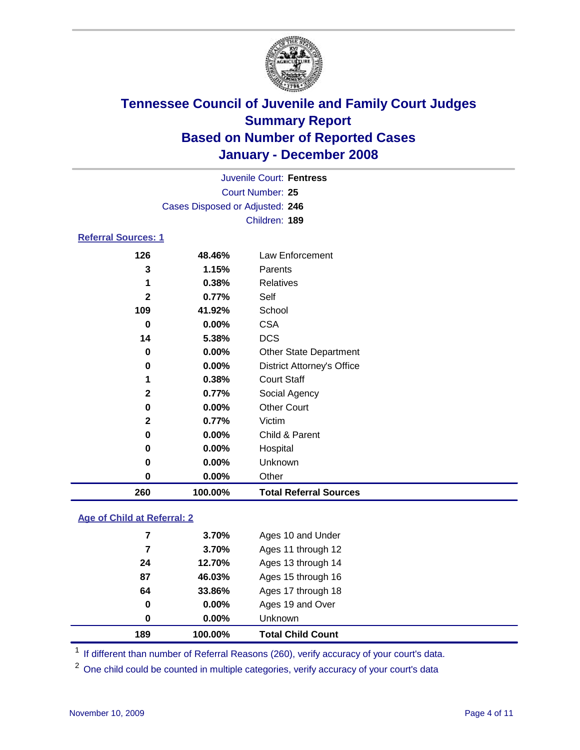# Tennessee Council of Juvenile and Family Court Judges
## Summary Report
## Based on Number of Reported Cases
## January - December 2008

Juvenile Court: **Fentress**
Court Number: **25**
Cases Disposed or Adjusted: **246**
Children: **189**

### Referral Sources: 1

| | | |
|---|---|---|
| 126 | 48.46% | Law Enforcement |
| 3 | 1.15% | Parents |
| 1 | 0.38% | Relatives |
| 2 | 0.77% | Self |
| 109 | 41.92% | School |
| 0 | 0.00% | CSA |
| 14 | 5.38% | DCS |
| 0 | 0.00% | Other State Department |
| 0 | 0.00% | District Attorney's Office |
| 1 | 0.38% | Court Staff |
| 2 | 0.77% | Social Agency |
| 0 | 0.00% | Other Court |
| 2 | 0.77% | Victim |
| 0 | 0.00% | Child & Parent |
| 0 | 0.00% | Hospital |
| 0 | 0.00% | Unknown |
| 0 | 0.00% | Other |
| **260** | **100.00%** | **Total Referral Sources** |

### Age of Child at Referral: 2

| | | |
|---|---|---|
| 7 | 3.70% | Ages 10 and Under |
| 7 | 3.70% | Ages 11 through 12 |
| 24 | 12.70% | Ages 13 through 14 |
| 87 | 46.03% | Ages 15 through 16 |
| 64 | 33.86% | Ages 17 through 18 |
| 0 | 0.00% | Ages 19 and Over |
| 0 | 0.00% | Unknown |
| **189** | **100.00%** | **Total Child Count** |

[1] If different than number of Referral Reasons (260), verify accuracy of your court's data.

[2] One child could be counted in multiple categories, verify accuracy of your court's data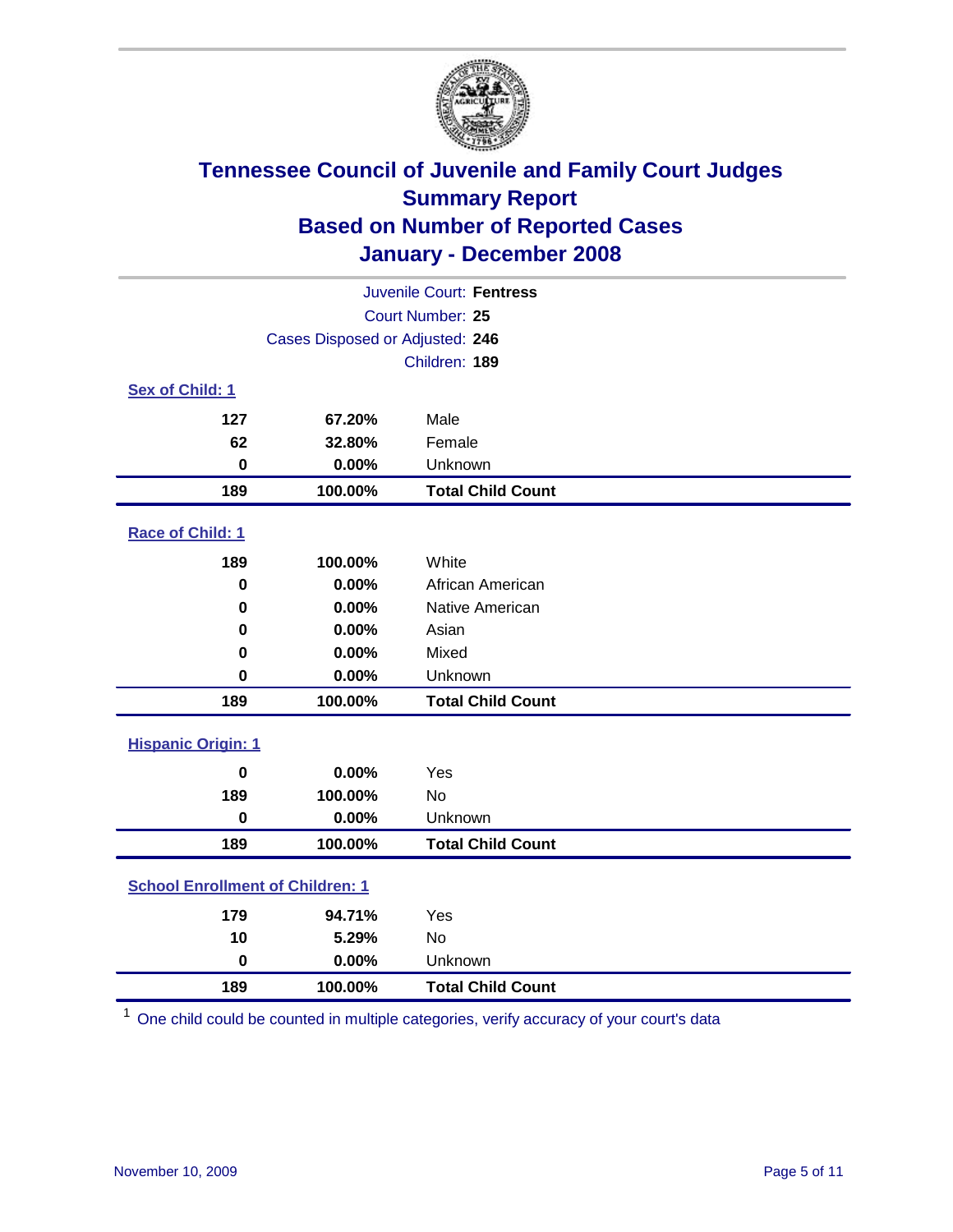# Tennessee Council of Juvenile and Family Court Judges
## Summary Report
## Based on Number of Reported Cases
## January - December 2008

Juvenile Court: **Fentress**
Court Number: **25**
Cases Disposed or Adjusted: **246**
Children: **189**

### Sex of Child: 1

| Count | Percent | Category |
|---|---|---|
| 127 | 67.20% | Male |
| 62 | 32.80% | Female |
| 0 | 0.00% | Unknown |
| **189** | **100.00%** | **Total Child Count** |

### Race of Child: 1

| Count | Percent | Category |
|---|---|---|
| 189 | 100.00% | White |
| 0 | 0.00% | African American |
| 0 | 0.00% | Native American |
| 0 | 0.00% | Asian |
| 0 | 0.00% | Mixed |
| 0 | 0.00% | Unknown |
| **189** | **100.00%** | **Total Child Count** |

### Hispanic Origin: 1

| Count | Percent | Category |
|---|---|---|
| 0 | 0.00% | Yes |
| 189 | 100.00% | No |
| 0 | 0.00% | Unknown |
| **189** | **100.00%** | **Total Child Count** |

### School Enrollment of Children: 1

| Count | Percent | Category |
|---|---|---|
| 179 | 94.71% | Yes |
| 10 | 5.29% | No |
| 0 | 0.00% | Unknown |
| **189** | **100.00%** | **Total Child Count** |

[1] One child could be counted in multiple categories, verify accuracy of your court's data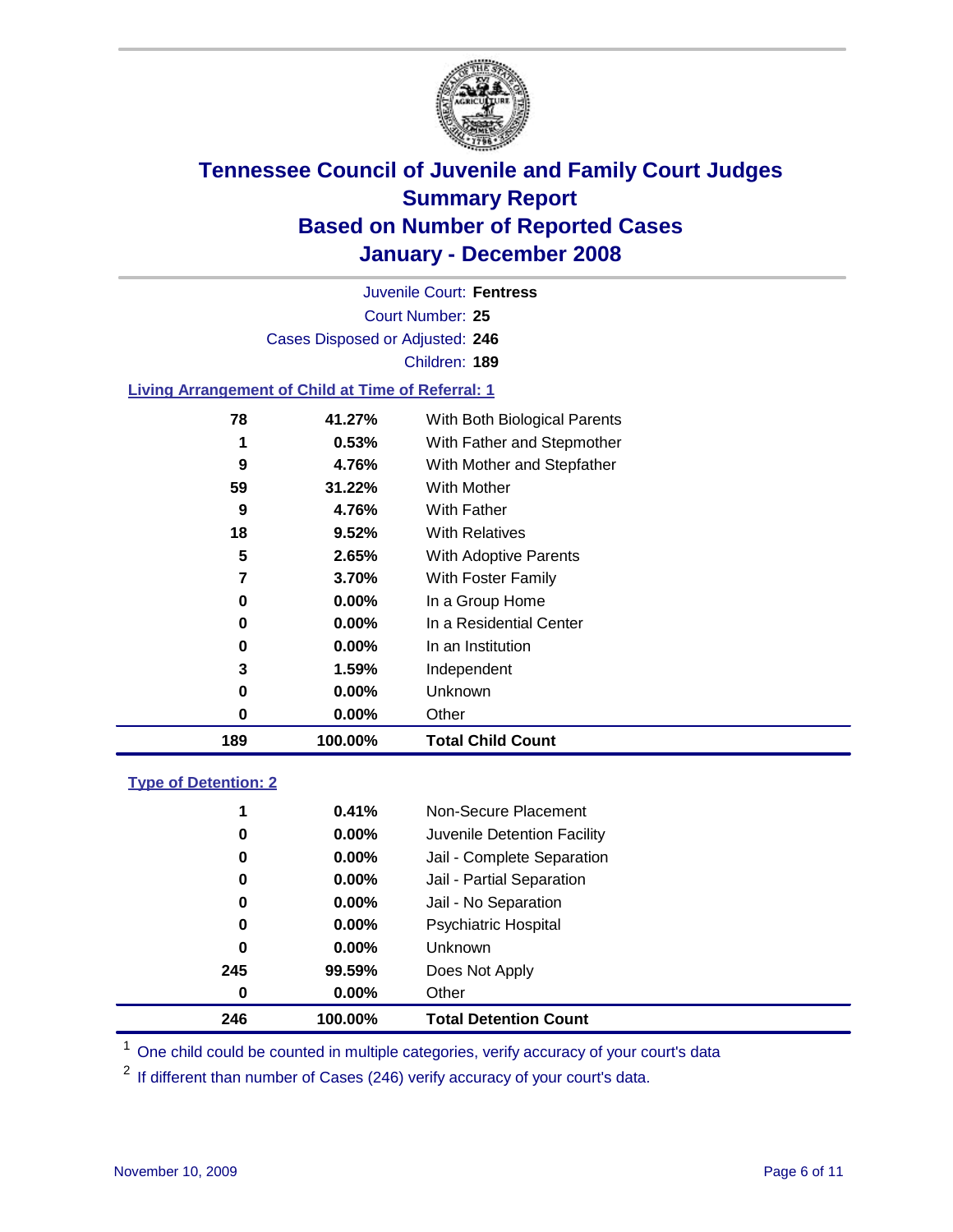# Tennessee Council of Juvenile and Family Court Judges
## Summary Report
## Based on Number of Reported Cases
## January - December 2008

Juvenile Court: **Fentress**

Court Number: **25**

Cases Disposed or Adjusted: **246**

Children: **189**

### Living Arrangement of Child at Time of Referral: 1

| | | |
|---|---|---|
| 78 | 41.27% | With Both Biological Parents |
| 1 | 0.53% | With Father and Stepmother |
| 9 | 4.76% | With Mother and Stepfather |
| 59 | 31.22% | With Mother |
| 9 | 4.76% | With Father |
| 18 | 9.52% | With Relatives |
| 5 | 2.65% | With Adoptive Parents |
| 7 | 3.70% | With Foster Family |
| 0 | 0.00% | In a Group Home |
| 0 | 0.00% | In a Residential Center |
| 0 | 0.00% | In an Institution |
| 3 | 1.59% | Independent |
| 0 | 0.00% | Unknown |
| 0 | 0.00% | Other |
| **189** | **100.00%** | **Total Child Count** |

### Type of Detention: 2

| | | |
|---|---|---|
| 1 | 0.41% | Non-Secure Placement |
| 0 | 0.00% | Juvenile Detention Facility |
| 0 | 0.00% | Jail - Complete Separation |
| 0 | 0.00% | Jail - Partial Separation |
| 0 | 0.00% | Jail - No Separation |
| 0 | 0.00% | Psychiatric Hospital |
| 0 | 0.00% | Unknown |
| 245 | 99.59% | Does Not Apply |
| 0 | 0.00% | Other |
| **246** | **100.00%** | **Total Detention Count** |

[1] One child could be counted in multiple categories, verify accuracy of your court's data

[2] If different than number of Cases (246) verify accuracy of your court's data.

November 10, 2009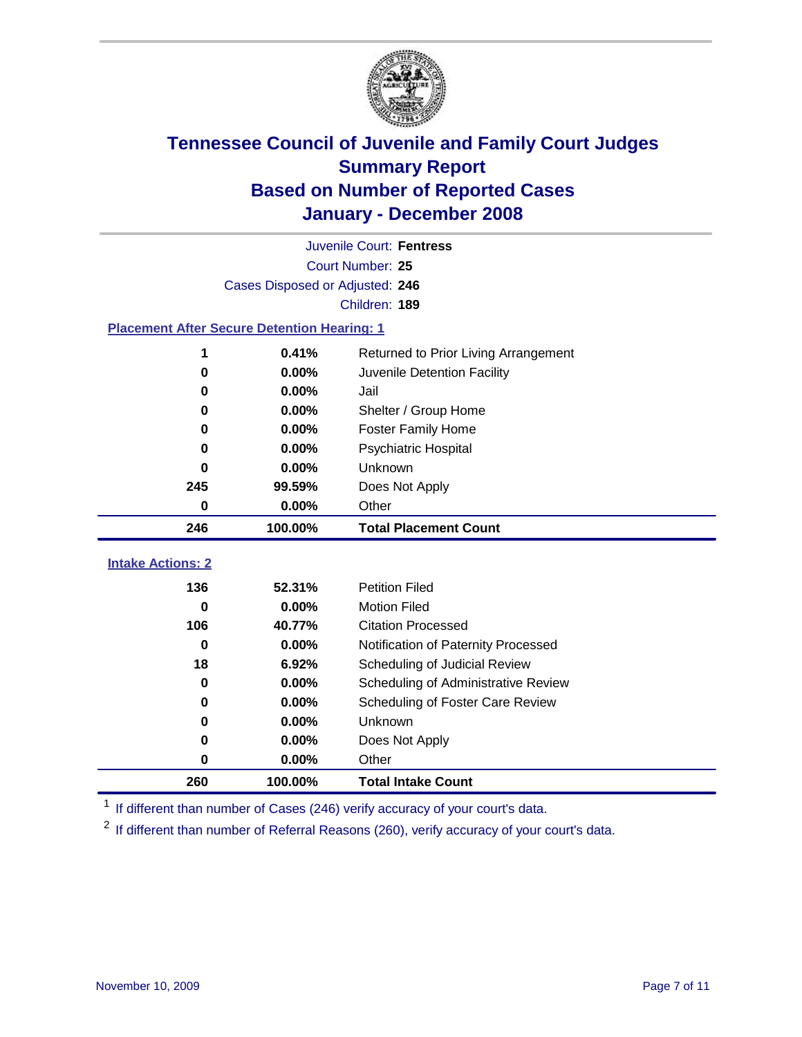# Tennessee Council of Juvenile and Family Court Judges
## Summary Report
## Based on Number of Reported Cases
## January - December 2008

Juvenile Court: **Fentress**
Court Number: **25**
Cases Disposed or Adjusted: **246**
Children: **189**

### Placement After Secure Detention Hearing: 1

| Count | Percent | Placement |
|---|---|---|
| 1 | 0.41% | Returned to Prior Living Arrangement |
| 0 | 0.00% | Juvenile Detention Facility |
| 0 | 0.00% | Jail |
| 0 | 0.00% | Shelter / Group Home |
| 0 | 0.00% | Foster Family Home |
| 0 | 0.00% | Psychiatric Hospital |
| 0 | 0.00% | Unknown |
| 245 | 99.59% | Does Not Apply |
| 0 | 0.00% | Other |
| **246** | **100.00%** | **Total Placement Count** |

### Intake Actions: 2

| Count | Percent | Action |
|---|---|---|
| 136 | 52.31% | Petition Filed |
| 0 | 0.00% | Motion Filed |
| 106 | 40.77% | Citation Processed |
| 0 | 0.00% | Notification of Paternity Processed |
| 18 | 6.92% | Scheduling of Judicial Review |
| 0 | 0.00% | Scheduling of Administrative Review |
| 0 | 0.00% | Scheduling of Foster Care Review |
| 0 | 0.00% | Unknown |
| 0 | 0.00% | Does Not Apply |
| 0 | 0.00% | Other |
| **260** | **100.00%** | **Total Intake Count** |

[1] If different than number of Cases (246) verify accuracy of your court's data.

[2] If different than number of Referral Reasons (260), verify accuracy of your court's data.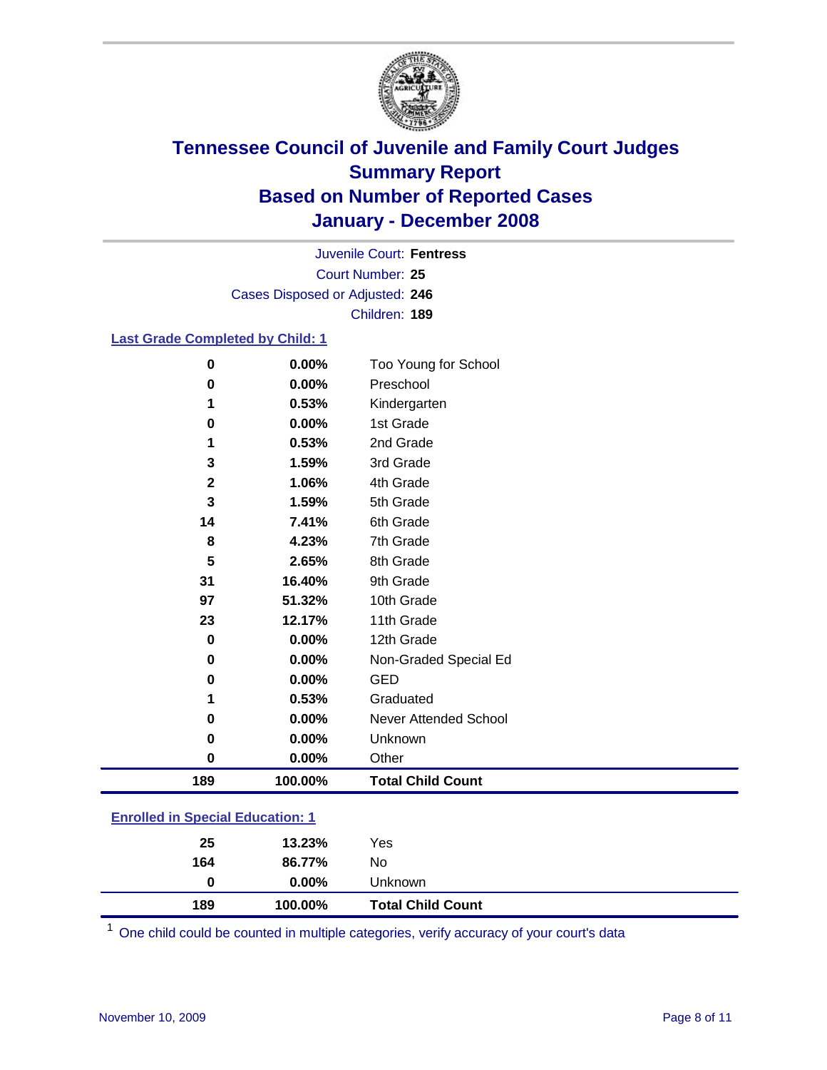# Tennessee Council of Juvenile and Family Court Judges
## Summary Report
## Based on Number of Reported Cases
## January - December 2008

Juvenile Court: **Fentress**
Court Number: **25**
Cases Disposed or Adjusted: **246**
Children: **189**

### Last Grade Completed by Child: 1

| Count | Percent | Category |
|---|---|---|
| 0 | 0.00% | Too Young for School |
| 0 | 0.00% | Preschool |
| 1 | 0.53% | Kindergarten |
| 0 | 0.00% | 1st Grade |
| 1 | 0.53% | 2nd Grade |
| 3 | 1.59% | 3rd Grade |
| 2 | 1.06% | 4th Grade |
| 3 | 1.59% | 5th Grade |
| 14 | 7.41% | 6th Grade |
| 8 | 4.23% | 7th Grade |
| 5 | 2.65% | 8th Grade |
| 31 | 16.40% | 9th Grade |
| 97 | 51.32% | 10th Grade |
| 23 | 12.17% | 11th Grade |
| 0 | 0.00% | 12th Grade |
| 0 | 0.00% | Non-Graded Special Ed |
| 0 | 0.00% | GED |
| 1 | 0.53% | Graduated |
| 0 | 0.00% | Never Attended School |
| 0 | 0.00% | Unknown |
| 0 | 0.00% | Other |
| **189** | **100.00%** | **Total Child Count** |

### Enrolled in Special Education: 1

| Count | Percent | Category |
|---|---|---|
| 25 | 13.23% | Yes |
| 164 | 86.77% | No |
| 0 | 0.00% | Unknown |
| **189** | **100.00%** | **Total Child Count** |

[1] One child could be counted in multiple categories, verify accuracy of your court's data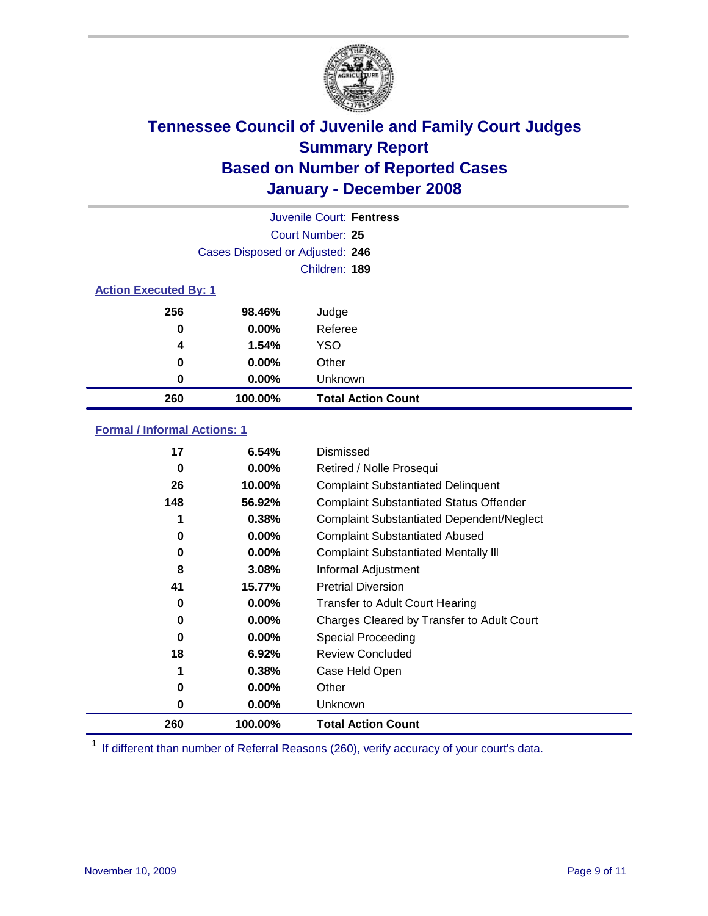# Tennessee Council of Juvenile and Family Court Judges
## Summary Report
## Based on Number of Reported Cases
## January - December 2008

Juvenile Court: **Fentress**
Court Number: **25**
Cases Disposed or Adjusted: **246**
Children: **189**

### Action Executed By: 1

| | | |
|---|---|---|
| 256 | 98.46% | Judge |
| 0 | 0.00% | Referee |
| 4 | 1.54% | YSO |
| 0 | 0.00% | Other |
| 0 | 0.00% | Unknown |
| **260** | **100.00%** | **Total Action Count** |

### Formal / Informal Actions: 1

| | | |
|---|---|---|
| 17 | 6.54% | Dismissed |
| 0 | 0.00% | Retired / Nolle Prosequi |
| 26 | 10.00% | Complaint Substantiated Delinquent |
| 148 | 56.92% | Complaint Substantiated Status Offender |
| 1 | 0.38% | Complaint Substantiated Dependent/Neglect |
| 0 | 0.00% | Complaint Substantiated Abused |
| 0 | 0.00% | Complaint Substantiated Mentally Ill |
| 8 | 3.08% | Informal Adjustment |
| 41 | 15.77% | Pretrial Diversion |
| 0 | 0.00% | Transfer to Adult Court Hearing |
| 0 | 0.00% | Charges Cleared by Transfer to Adult Court |
| 0 | 0.00% | Special Proceeding |
| 18 | 6.92% | Review Concluded |
| 1 | 0.38% | Case Held Open |
| 0 | 0.00% | Other |
| 0 | 0.00% | Unknown |
| **260** | **100.00%** | **Total Action Count** |

[1] If different than number of Referral Reasons (260), verify accuracy of your court's data.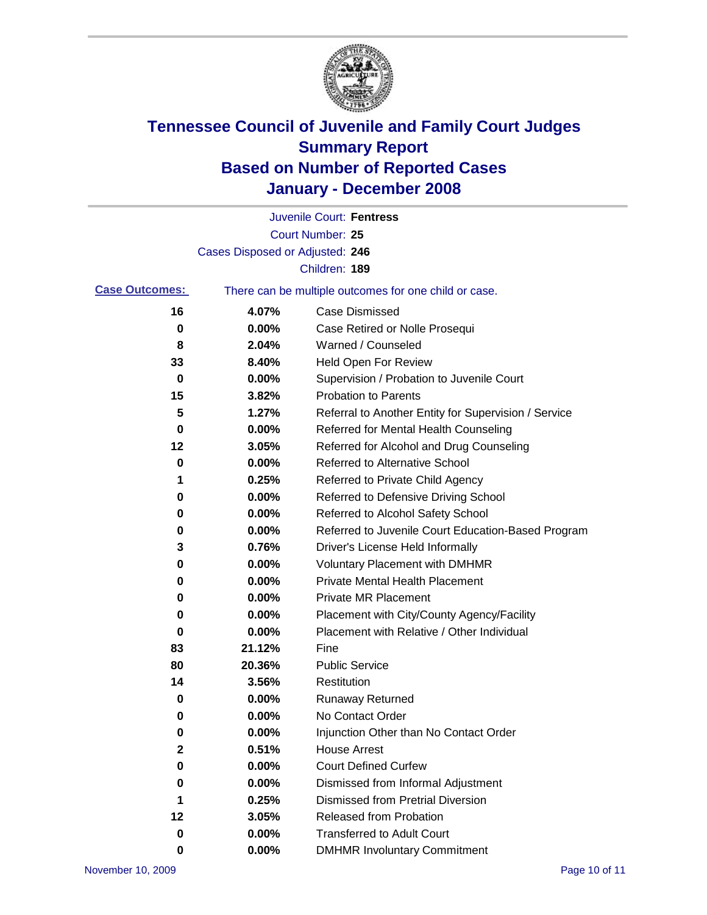# Tennessee Council of Juvenile and Family Court Judges
## Summary Report
## Based on Number of Reported Cases
## January - December 2008

Juvenile Court: **Fentress**

Court Number: **25**

Cases Disposed or Adjusted: **246**

Children: **189**

**Case Outcomes:** There can be multiple outcomes for one child or case.

| Count | Percent | Outcome |
|---|---|---|
| 16 | 4.07% | Case Dismissed |
| 0 | 0.00% | Case Retired or Nolle Prosequi |
| 8 | 2.04% | Warned / Counseled |
| 33 | 8.40% | Held Open For Review |
| 0 | 0.00% | Supervision / Probation to Juvenile Court |
| 15 | 3.82% | Probation to Parents |
| 5 | 1.27% | Referral to Another Entity for Supervision / Service |
| 0 | 0.00% | Referred for Mental Health Counseling |
| 12 | 3.05% | Referred for Alcohol and Drug Counseling |
| 0 | 0.00% | Referred to Alternative School |
| 1 | 0.25% | Referred to Private Child Agency |
| 0 | 0.00% | Referred to Defensive Driving School |
| 0 | 0.00% | Referred to Alcohol Safety School |
| 0 | 0.00% | Referred to Juvenile Court Education-Based Program |
| 3 | 0.76% | Driver's License Held Informally |
| 0 | 0.00% | Voluntary Placement with DMHMR |
| 0 | 0.00% | Private Mental Health Placement |
| 0 | 0.00% | Private MR Placement |
| 0 | 0.00% | Placement with City/County Agency/Facility |
| 0 | 0.00% | Placement with Relative / Other Individual |
| 83 | 21.12% | Fine |
| 80 | 20.36% | Public Service |
| 14 | 3.56% | Restitution |
| 0 | 0.00% | Runaway Returned |
| 0 | 0.00% | No Contact Order |
| 0 | 0.00% | Injunction Other than No Contact Order |
| 2 | 0.51% | House Arrest |
| 0 | 0.00% | Court Defined Curfew |
| 0 | 0.00% | Dismissed from Informal Adjustment |
| 1 | 0.25% | Dismissed from Pretrial Diversion |
| 12 | 3.05% | Released from Probation |
| 0 | 0.00% | Transferred to Adult Court |
| 0 | 0.00% | DMHMR Involuntary Commitment |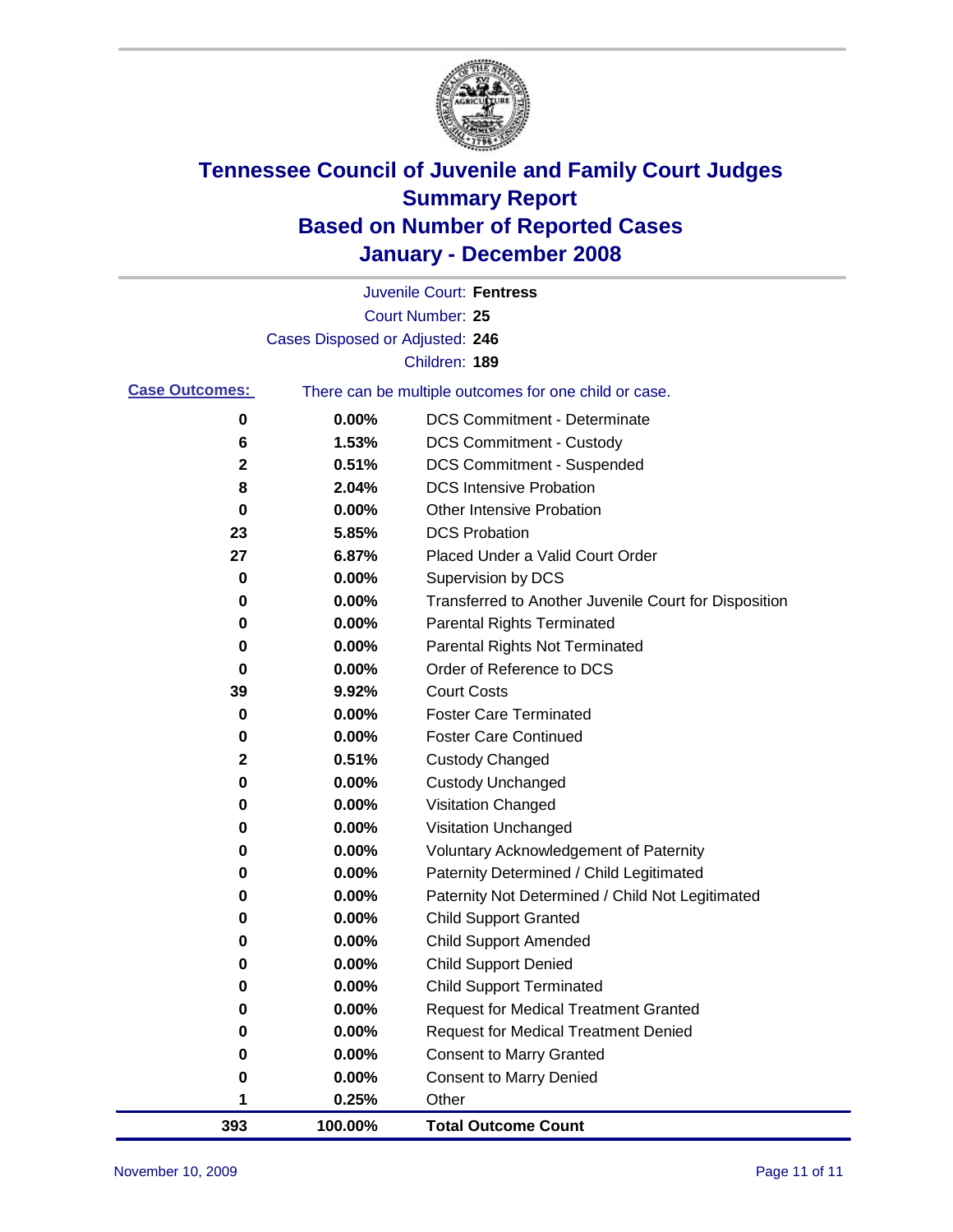# Tennessee Council of Juvenile and Family Court Judges
## Summary Report
## Based on Number of Reported Cases
## January - December 2008

Juvenile Court: **Fentress**
Court Number: **25**
Cases Disposed or Adjusted: **246**
Children: **189**

**Case Outcomes:** There can be multiple outcomes for one child or case.

| | | |
|---|---|---|
| 0 | 0.00% | DCS Commitment - Determinate |
| 6 | 1.53% | DCS Commitment - Custody |
| 2 | 0.51% | DCS Commitment - Suspended |
| 8 | 2.04% | DCS Intensive Probation |
| 0 | 0.00% | Other Intensive Probation |
| 23 | 5.85% | DCS Probation |
| 27 | 6.87% | Placed Under a Valid Court Order |
| 0 | 0.00% | Supervision by DCS |
| 0 | 0.00% | Transferred to Another Juvenile Court for Disposition |
| 0 | 0.00% | Parental Rights Terminated |
| 0 | 0.00% | Parental Rights Not Terminated |
| 0 | 0.00% | Order of Reference to DCS |
| 39 | 9.92% | Court Costs |
| 0 | 0.00% | Foster Care Terminated |
| 0 | 0.00% | Foster Care Continued |
| 2 | 0.51% | Custody Changed |
| 0 | 0.00% | Custody Unchanged |
| 0 | 0.00% | Visitation Changed |
| 0 | 0.00% | Visitation Unchanged |
| 0 | 0.00% | Voluntary Acknowledgement of Paternity |
| 0 | 0.00% | Paternity Determined / Child Legitimated |
| 0 | 0.00% | Paternity Not Determined / Child Not Legitimated |
| 0 | 0.00% | Child Support Granted |
| 0 | 0.00% | Child Support Amended |
| 0 | 0.00% | Child Support Denied |
| 0 | 0.00% | Child Support Terminated |
| 0 | 0.00% | Request for Medical Treatment Granted |
| 0 | 0.00% | Request for Medical Treatment Denied |
| 0 | 0.00% | Consent to Marry Granted |
| 0 | 0.00% | Consent to Marry Denied |
| 1 | 0.25% | Other |
| **393** | **100.00%** | **Total Outcome Count** |

November 10, 2009